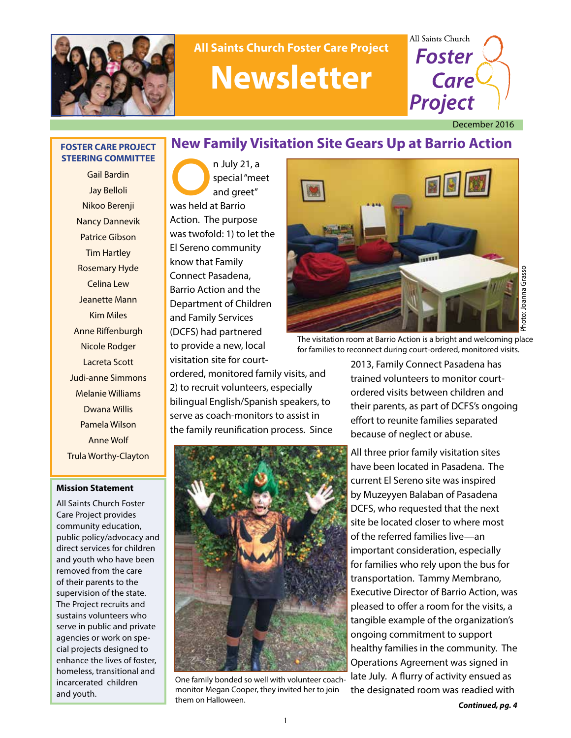All Saints Church Foster Care Project

# Newsletter

All Saints Church Foster Care Project

December 2016

**FOSTER CARE PROJECT STEERING COMMITTEE**

Gail Bardin
Jay Belloli
Nikoo Berenji
Nancy Dannevik
Patrice Gibson
Tim Hartley
Rosemary Hyde
Celina Lew
Jeanette Mann
Kim Miles
Anne Riffenburgh
Nicole Rodger
Lacreta Scott
Judi-anne Simmons
Melanie Williams
Dwana Willis
Pamela Wilson
Anne Wolf
Trula Worthy-Clayton

**Mission Statement**

All Saints Church Foster Care Project provides community education, public policy/advocacy and direct services for children and youth who have been removed from the care of their parents to the supervision of the state. The Project recruits and sustains volunteers who serve in public and private agencies or work on special projects designed to enhance the lives of foster, homeless, transitional and incarcerated children and youth.

## New Family Visitation Site Gears Up at Barrio Action

On July 21, a special "meet and greet" was held at Barrio Action. The purpose was twofold: 1) to let the El Sereno community know that Family Connect Pasadena, Barrio Action and the Department of Children and Family Services (DCFS) had partnered to provide a new, local visitation site for court-ordered, monitored family visits, and 2) to recruit volunteers, especially bilingual English/Spanish speakers, to serve as coach-monitors to assist in the family reunification process. Since 2013, Family Connect Pasadena has trained volunteers to monitor court-ordered visits between children and their parents, as part of DCFS's ongoing effort to reunite families separated because of neglect or abuse.

Photo: Joanna Grasso

The visitation room at Barrio Action is a bright and welcoming place for families to reconnect during court-ordered, monitored visits.

All three prior family visitation sites have been located in Pasadena. The current El Sereno site was inspired by Muzeyyen Balaban of Pasadena DCFS, who requested that the next site be located closer to where most of the referred families live—an important consideration, especially for families who rely upon the bus for transportation. Tammy Membrano, Executive Director of Barrio Action, was pleased to offer a room for the visits, a tangible example of the organization's ongoing commitment to support healthy families in the community. The Operations Agreement was signed in late July. A flurry of activity ensued as the designated room was readied with

One family bonded so well with volunteer coach-monitor Megan Cooper, they invited her to join them on Halloween.

***Continued, pg. 4***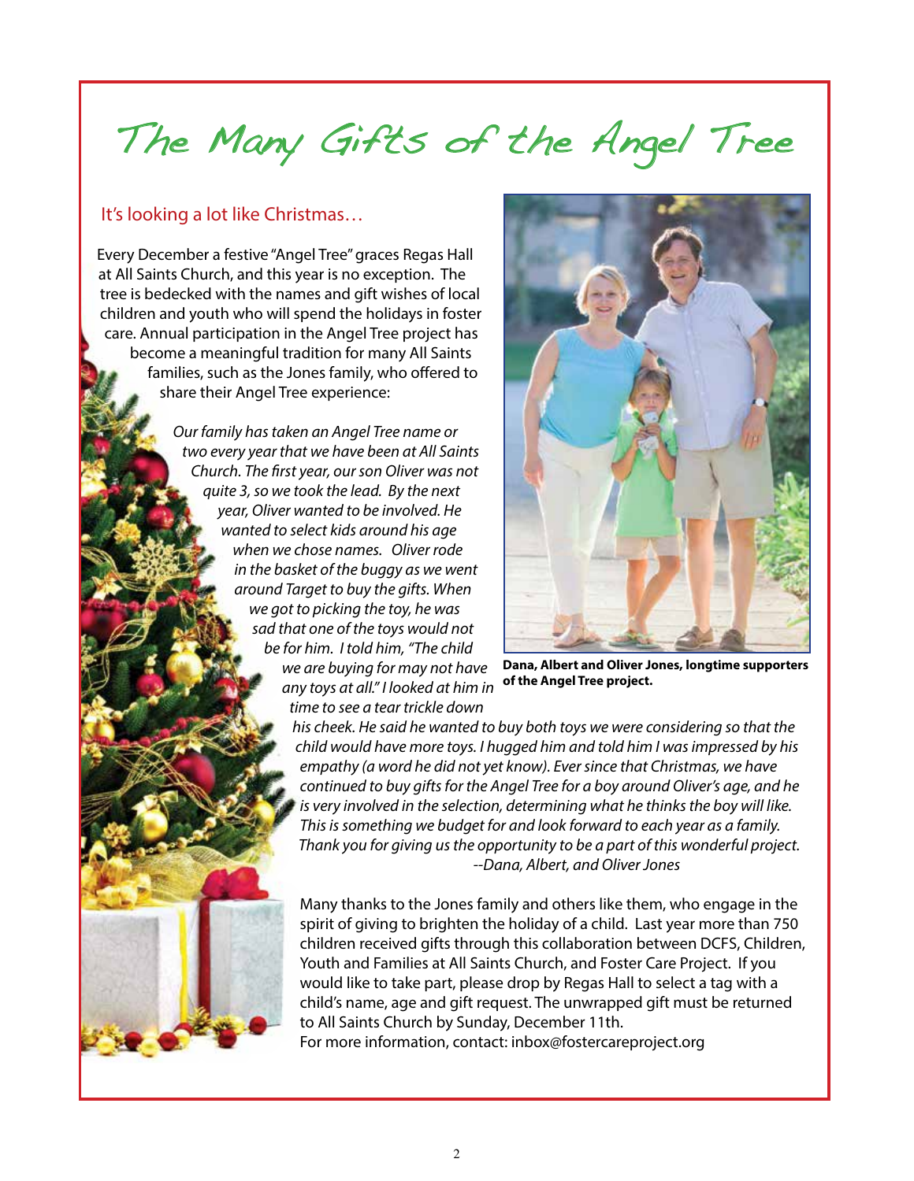# The Many Gifts of the Angel Tree

## It's looking a lot like Christmas…

Every December a festive "Angel Tree" graces Regas Hall at All Saints Church, and this year is no exception. The tree is bedecked with the names and gift wishes of local children and youth who will spend the holidays in foster care. Annual participation in the Angel Tree project has become a meaningful tradition for many All Saints families, such as the Jones family, who offered to share their Angel Tree experience:

*Our family has taken an Angel Tree name or two every year that we have been at All Saints Church. The first year, our son Oliver was not quite 3, so we took the lead. By the next year, Oliver wanted to be involved. He wanted to select kids around his age when we chose names. Oliver rode in the basket of the buggy as we went around Target to buy the gifts. When we got to picking the toy, he was sad that one of the toys would not be for him. I told him, "The child we are buying for may not have any toys at all." I looked at him in time to see a tear trickle down his cheek. He said he wanted to buy both toys we were considering so that the child would have more toys. I hugged him and told him I was impressed by his empathy (a word he did not yet know). Ever since that Christmas, we have continued to buy gifts for the Angel Tree for a boy around Oliver's age, and he is very involved in the selection, determining what he thinks the boy will like. This is something we budget for and look forward to each year as a family. Thank you for giving us the opportunity to be a part of this wonderful project.*
*--Dana, Albert, and Oliver Jones*

**Dana, Albert and Oliver Jones, longtime supporters of the Angel Tree project.**

Many thanks to the Jones family and others like them, who engage in the spirit of giving to brighten the holiday of a child. Last year more than 750 children received gifts through this collaboration between DCFS, Children, Youth and Families at All Saints Church, and Foster Care Project. If you would like to take part, please drop by Regas Hall to select a tag with a child's name, age and gift request. The unwrapped gift must be returned to All Saints Church by Sunday, December 11th.
For more information, contact: inbox@fostercareproject.org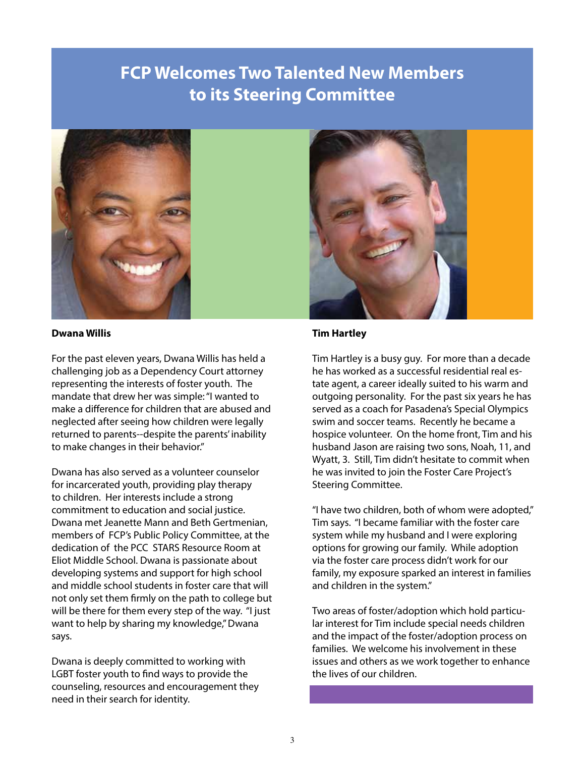# FCP Welcomes Two Talented New Members to its Steering Committee

**Dwana Willis**

For the past eleven years, Dwana Willis has held a challenging job as a Dependency Court attorney representing the interests of foster youth. The mandate that drew her was simple: "I wanted to make a difference for children that are abused and neglected after seeing how children were legally returned to parents--despite the parents' inability to make changes in their behavior."

Dwana has also served as a volunteer counselor for incarcerated youth, providing play therapy to children. Her interests include a strong commitment to education and social justice. Dwana met Jeanette Mann and Beth Gertmenian, members of FCP's Public Policy Committee, at the dedication of the PCC STARS Resource Room at Eliot Middle School. Dwana is passionate about developing systems and support for high school and middle school students in foster care that will not only set them firmly on the path to college but will be there for them every step of the way. "I just want to help by sharing my knowledge," Dwana says.

Dwana is deeply committed to working with LGBT foster youth to find ways to provide the counseling, resources and encouragement they need in their search for identity.

**Tim Hartley**

Tim Hartley is a busy guy. For more than a decade he has worked as a successful residential real estate agent, a career ideally suited to his warm and outgoing personality. For the past six years he has served as a coach for Pasadena's Special Olympics swim and soccer teams. Recently he became a hospice volunteer. On the home front, Tim and his husband Jason are raising two sons, Noah, 11, and Wyatt, 3. Still, Tim didn't hesitate to commit when he was invited to join the Foster Care Project's Steering Committee.

"I have two children, both of whom were adopted," Tim says. "I became familiar with the foster care system while my husband and I were exploring options for growing our family. While adoption via the foster care process didn't work for our family, my exposure sparked an interest in families and children in the system."

Two areas of foster/adoption which hold particular interest for Tim include special needs children and the impact of the foster/adoption process on families. We welcome his involvement in these issues and others as we work together to enhance the lives of our children.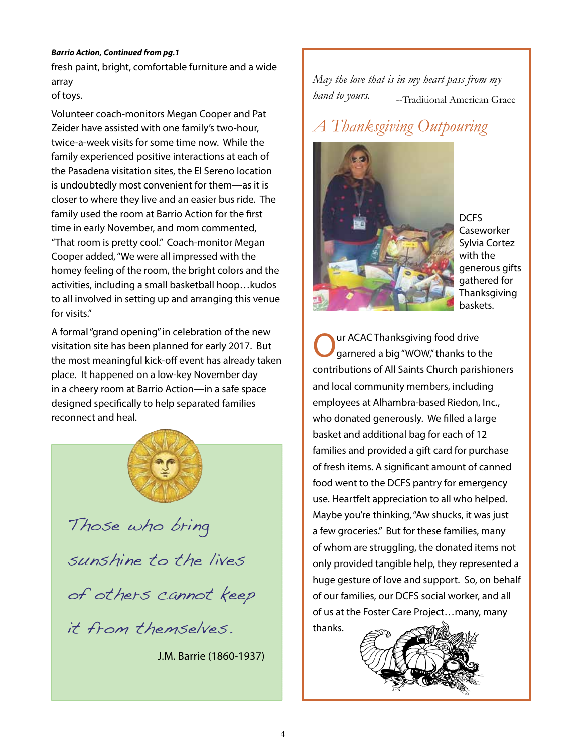***Barrio Action, Continued from pg.1***

fresh paint, bright, comfortable furniture and a wide array of toys.

Volunteer coach-monitors Megan Cooper and Pat Zeider have assisted with one family's two-hour, twice-a-week visits for some time now. While the family experienced positive interactions at each of the Pasadena visitation sites, the El Sereno location is undoubtedly most convenient for them—as it is closer to where they live and an easier bus ride. The family used the room at Barrio Action for the first time in early November, and mom commented, "That room is pretty cool." Coach-monitor Megan Cooper added, "We were all impressed with the homey feeling of the room, the bright colors and the activities, including a small basketball hoop…kudos to all involved in setting up and arranging this venue for visits."

A formal "grand opening" in celebration of the new visitation site has been planned for early 2017. But the most meaningful kick-off event has already taken place. It happened on a low-key November day in a cheery room at Barrio Action—in a safe space designed specifically to help separated families reconnect and heal.

*Those who bring sunshine to the lives of others cannot keep it from themselves.*

J.M. Barrie (1860-1937)

*May the love that is in my heart pass from my hand to yours.* --Traditional American Grace

## *A Thanksgiving Outpouring*

DCFS Caseworker Sylvia Cortez with the generous gifts gathered for Thanksgiving baskets.

Our ACAC Thanksgiving food drive garnered a big "WOW," thanks to the contributions of All Saints Church parishioners and local community members, including employees at Alhambra-based Riedon, Inc., who donated generously. We filled a large basket and additional bag for each of 12 families and provided a gift card for purchase of fresh items. A significant amount of canned food went to the DCFS pantry for emergency use. Heartfelt appreciation to all who helped. Maybe you're thinking, "Aw shucks, it was just a few groceries." But for these families, many of whom are struggling, the donated items not only provided tangible help, they represented a huge gesture of love and support. So, on behalf of our families, our DCFS social worker, and all of us at the Foster Care Project…many, many thanks.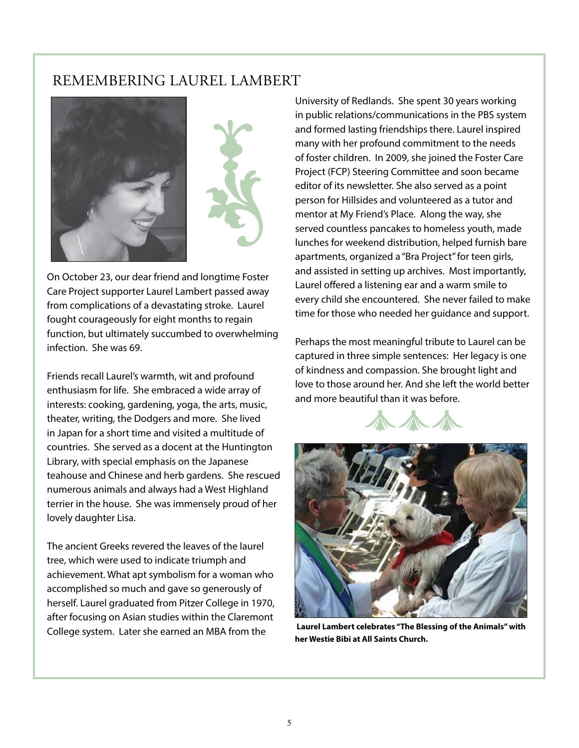# REMEMBERING LAUREL LAMBERT

On October 23, our dear friend and longtime Foster Care Project supporter Laurel Lambert passed away from complications of a devastating stroke. Laurel fought courageously for eight months to regain function, but ultimately succumbed to overwhelming infection. She was 69.

Friends recall Laurel's warmth, wit and profound enthusiasm for life. She embraced a wide array of interests: cooking, gardening, yoga, the arts, music, theater, writing, the Dodgers and more. She lived in Japan for a short time and visited a multitude of countries. She served as a docent at the Huntington Library, with special emphasis on the Japanese teahouse and Chinese and herb gardens. She rescued numerous animals and always had a West Highland terrier in the house. She was immensely proud of her lovely daughter Lisa.

The ancient Greeks revered the leaves of the laurel tree, which were used to indicate triumph and achievement. What apt symbolism for a woman who accomplished so much and gave so generously of herself. Laurel graduated from Pitzer College in 1970, after focusing on Asian studies within the Claremont College system. Later she earned an MBA from the University of Redlands. She spent 30 years working in public relations/communications in the PBS system and formed lasting friendships there. Laurel inspired many with her profound commitment to the needs of foster children. In 2009, she joined the Foster Care Project (FCP) Steering Committee and soon became editor of its newsletter. She also served as a point person for Hillsides and volunteered as a tutor and mentor at My Friend's Place. Along the way, she served countless pancakes to homeless youth, made lunches for weekend distribution, helped furnish bare apartments, organized a "Bra Project" for teen girls, and assisted in setting up archives. Most importantly, Laurel offered a listening ear and a warm smile to every child she encountered. She never failed to make time for those who needed her guidance and support.

Perhaps the most meaningful tribute to Laurel can be captured in three simple sentences: Her legacy is one of kindness and compassion. She brought light and love to those around her. And she left the world better and more beautiful than it was before.

**Laurel Lambert celebrates "The Blessing of the Animals" with her Westie Bibi at All Saints Church.**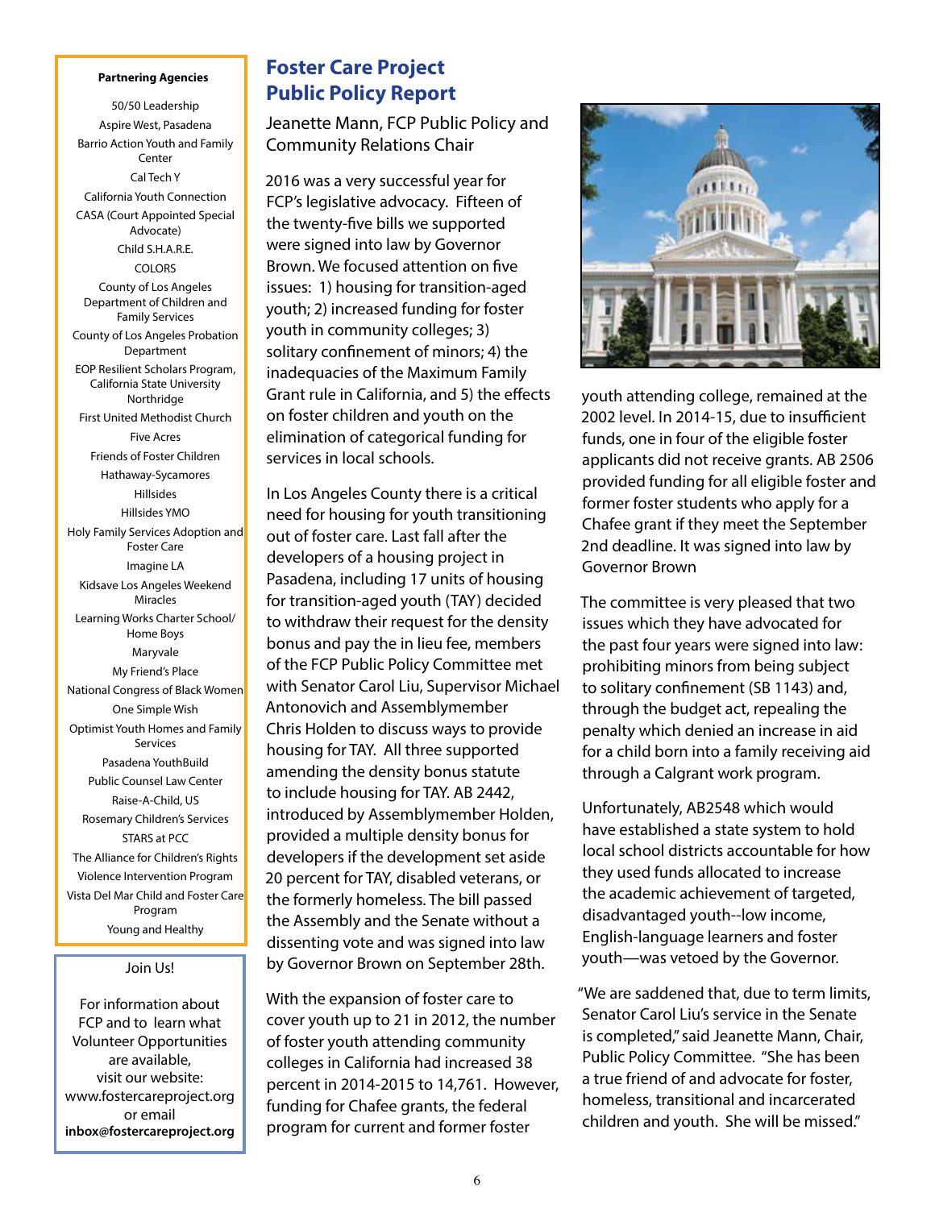## Foster Care Project Public Policy Report

Jeanette Mann, FCP Public Policy and Community Relations Chair

2016 was a very successful year for FCP's legislative advocacy. Fifteen of the twenty-five bills we supported were signed into law by Governor Brown. We focused attention on five issues: 1) housing for transition-aged youth; 2) increased funding for foster youth in community colleges; 3) solitary confinement of minors; 4) the inadequacies of the Maximum Family Grant rule in California, and 5) the effects on foster children and youth on the elimination of categorical funding for services in local schools.

In Los Angeles County there is a critical need for housing for youth transitioning out of foster care. Last fall after the developers of a housing project in Pasadena, including 17 units of housing for transition-aged youth (TAY) decided to withdraw their request for the density bonus and pay the in lieu fee, members of the FCP Public Policy Committee met with Senator Carol Liu, Supervisor Michael Antonovich and Assemblymember Chris Holden to discuss ways to provide housing for TAY. All three supported amending the density bonus statute to include housing for TAY. AB 2442, introduced by Assemblymember Holden, provided a multiple density bonus for developers if the development set aside 20 percent for TAY, disabled veterans, or the formerly homeless. The bill passed the Assembly and the Senate without a dissenting vote and was signed into law by Governor Brown on September 28th.

With the expansion of foster care to cover youth up to 21 in 2012, the number of foster youth attending community colleges in California had increased 38 percent in 2014-2015 to 14,761. However, funding for Chafee grants, the federal program for current and former foster youth attending college, remained at the 2002 level. In 2014-15, due to insufficient funds, one in four of the eligible foster applicants did not receive grants. AB 2506 provided funding for all eligible foster and former foster students who apply for a Chafee grant if they meet the September 2nd deadline. It was signed into law by Governor Brown

The committee is very pleased that two issues which they have advocated for the past four years were signed into law: prohibiting minors from being subject to solitary confinement (SB 1143) and, through the budget act, repealing the penalty which denied an increase in aid for a child born into a family receiving aid through a Calgrant work program.

Unfortunately, AB2548 which would have established a state system to hold local school districts accountable for how they used funds allocated to increase the academic achievement of targeted, disadvantaged youth--low income, English-language learners and foster youth—was vetoed by the Governor.

"We are saddened that, due to term limits, Senator Carol Liu's service in the Senate is completed," said Jeanette Mann, Chair, Public Policy Committee. "She has been a true friend of and advocate for foster, homeless, transitional and incarcerated children and youth. She will be missed."

**Partnering Agencies**

50/50 Leadership
Aspire West, Pasadena
Barrio Action Youth and Family Center
Cal Tech Y
California Youth Connection
CASA (Court Appointed Special Advocate)
Child S.H.A.R.E.
COLORS
County of Los Angeles Department of Children and Family Services
County of Los Angeles Probation Department
EOP Resilient Scholars Program, California State University Northridge
First United Methodist Church
Five Acres
Friends of Foster Children
Hathaway-Sycamores
Hillsides
Hillsides YMO
Holy Family Services Adoption and Foster Care
Imagine LA
Kidsave Los Angeles Weekend Miracles
Learning Works Charter School/ Home Boys
Maryvale
My Friend's Place
National Congress of Black Women
One Simple Wish
Optimist Youth Homes and Family Services
Pasadena YouthBuild
Public Counsel Law Center
Raise-A-Child, US
Rosemary Children's Services
STARS at PCC
The Alliance for Children's Rights
Violence Intervention Program
Vista Del Mar Child and Foster Care Program
Young and Healthy

Join Us!

For information about FCP and to learn what Volunteer Opportunities are available, visit our website: www.fostercareproject.org or email **inbox@fostercareproject.org**